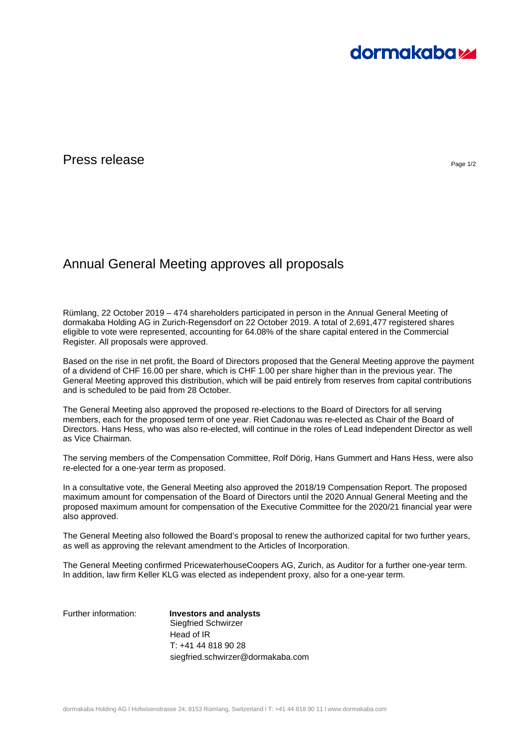Press release

# Annual General Meeting approves all proposals

Rümlang, 22 October 2019 – 474 shareholders participated in person in the Annual General Meeting of dormakaba Holding AG in Zurich-Regensdorf on 22 October 2019. A total of 2,691,477 registered shares eligible to vote were represented, accounting for 64.08% of the share capital entered in the Commercial Register. All proposals were approved.

Based on the rise in net profit, the Board of Directors proposed that the General Meeting approve the payment of a dividend of CHF 16.00 per share, which is CHF 1.00 per share higher than in the previous year. The General Meeting approved this distribution, which will be paid entirely from reserves from capital contributions and is scheduled to be paid from 28 October.

The General Meeting also approved the proposed re-elections to the Board of Directors for all serving members, each for the proposed term of one year. Riet Cadonau was re-elected as Chair of the Board of Directors. Hans Hess, who was also re-elected, will continue in the roles of Lead Independent Director as well as Vice Chairman.

The serving members of the Compensation Committee, Rolf Dörig, Hans Gummert and Hans Hess, were also re-elected for a one-year term as proposed.

In a consultative vote, the General Meeting also approved the 2018/19 Compensation Report. The proposed maximum amount for compensation of the Board of Directors until the 2020 Annual General Meeting and the proposed maximum amount for compensation of the Executive Committee for the 2020/21 financial year were also approved.

The General Meeting also followed the Board's proposal to renew the authorized capital for two further years, as well as approving the relevant amendment to the Articles of Incorporation.

The General Meeting confirmed PricewaterhouseCoopers AG, Zurich, as Auditor for a further one-year term. In addition, law firm Keller KLG was elected as independent proxy, also for a one-year term.

Further information:

**Investors and analysts**
Siegfried Schwirzer
Head of IR
T: +41 44 818 90 28
siegfried.schwirzer@dormakaba.com

dormakaba Holding AG | Hofwisenstrasse 24, 8153 Rümlang, Switzerland | T: +41 44 818 90 11 | www.dormakaba.com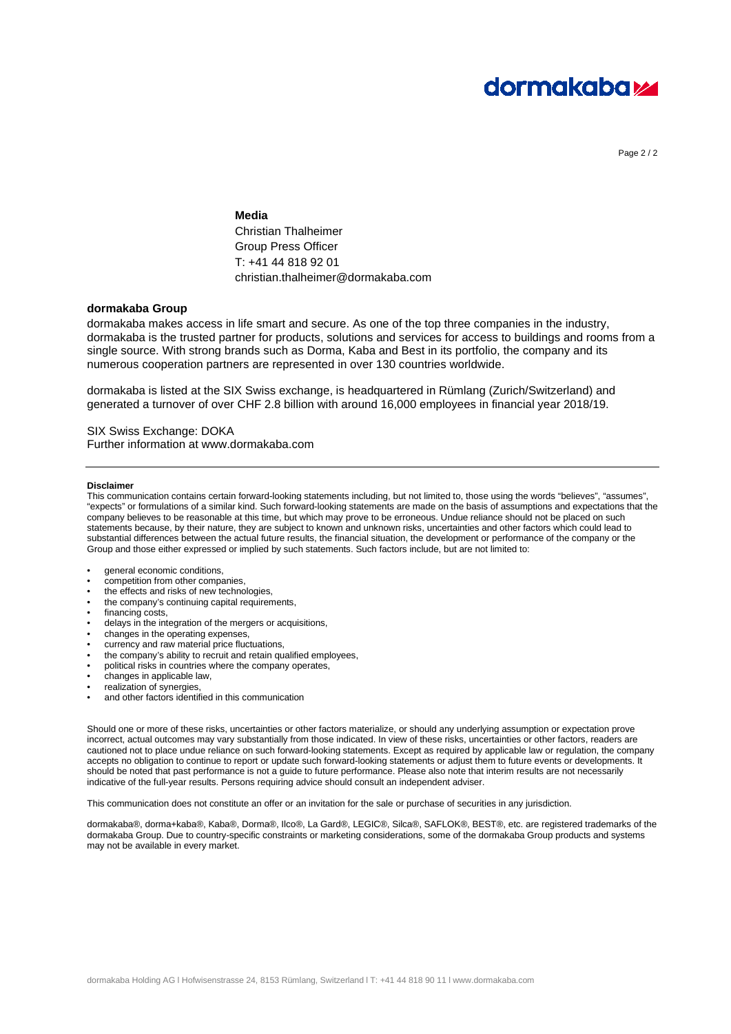**Media**
Christian Thalheimer
Group Press Officer
T: +41 44 818 92 01
christian.thalheimer@dormakaba.com

**dormakaba Group**

dormakaba makes access in life smart and secure. As one of the top three companies in the industry, dormakaba is the trusted partner for products, solutions and services for access to buildings and rooms from a single source. With strong brands such as Dorma, Kaba and Best in its portfolio, the company and its numerous cooperation partners are represented in over 130 countries worldwide.

dormakaba is listed at the SIX Swiss exchange, is headquartered in Rümlang (Zurich/Switzerland) and generated a turnover of over CHF 2.8 billion with around 16,000 employees in financial year 2018/19.

SIX Swiss Exchange: DOKA
Further information at www.dormakaba.com

---

**Disclaimer**

This communication contains certain forward-looking statements including, but not limited to, those using the words "believes", "assumes", "expects" or formulations of a similar kind. Such forward-looking statements are made on the basis of assumptions and expectations that the company believes to be reasonable at this time, but which may prove to be erroneous. Undue reliance should not be placed on such statements because, by their nature, they are subject to known and unknown risks, uncertainties and other factors which could lead to substantial differences between the actual future results, the financial situation, the development or performance of the company or the Group and those either expressed or implied by such statements. Such factors include, but are not limited to:

- general economic conditions,
- competition from other companies,
- the effects and risks of new technologies,
- the company's continuing capital requirements,
- financing costs,
- delays in the integration of the mergers or acquisitions,
- changes in the operating expenses,
- currency and raw material price fluctuations,
- the company's ability to recruit and retain qualified employees,
- political risks in countries where the company operates,
- changes in applicable law,
- realization of synergies,
- and other factors identified in this communication

Should one or more of these risks, uncertainties or other factors materialize, or should any underlying assumption or expectation prove incorrect, actual outcomes may vary substantially from those indicated. In view of these risks, uncertainties or other factors, readers are cautioned not to place undue reliance on such forward-looking statements. Except as required by applicable law or regulation, the company accepts no obligation to continue to report or update such forward-looking statements or adjust them to future events or developments. It should be noted that past performance is not a guide to future performance. Please also note that interim results are not necessarily indicative of the full-year results. Persons requiring advice should consult an independent adviser.

This communication does not constitute an offer or an invitation for the sale or purchase of securities in any jurisdiction.

dormakaba®, dorma+kaba®, Kaba®, Dorma®, Ilco®, La Gard®, LEGIC®, Silca®, SAFLOK®, BEST®, etc. are registered trademarks of the dormakaba Group. Due to country-specific constraints or marketing considerations, some of the dormakaba Group products and systems may not be available in every market.